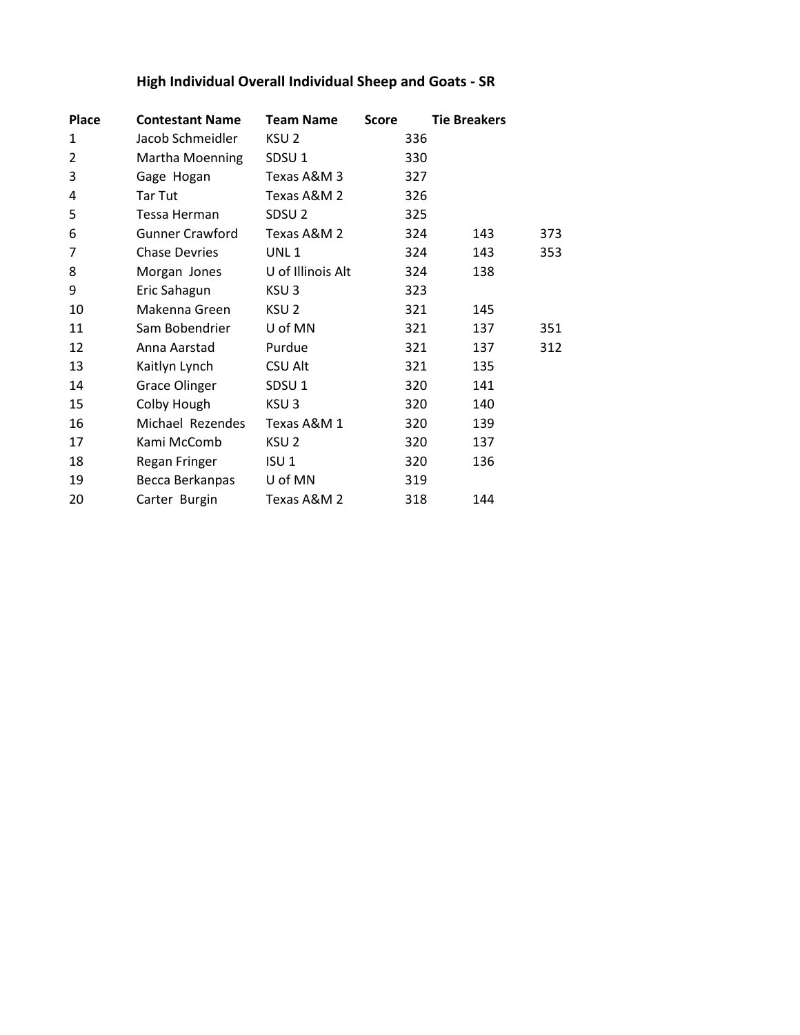## High Individual Overall Individual Sheep and Goats - SR

| Place | Contestant Name | Team Name | Score | Tie Breakers | |
|---|---|---|---|---|---|
| 1 | Jacob Schmeidler | KSU 2 | 336 | | |
| 2 | Martha Moenning | SDSU 1 | 330 | | |
| 3 | Gage Hogan | Texas A&M 3 | 327 | | |
| 4 | Tar Tut | Texas A&M 2 | 326 | | |
| 5 | Tessa Herman | SDSU 2 | 325 | | |
| 6 | Gunner Crawford | Texas A&M 2 | 324 | 143 | 373 |
| 7 | Chase Devries | UNL 1 | 324 | 143 | 353 |
| 8 | Morgan Jones | U of Illinois Alt | 324 | 138 | |
| 9 | Eric Sahagun | KSU 3 | 323 | | |
| 10 | Makenna Green | KSU 2 | 321 | 145 | |
| 11 | Sam Bobendrier | U of MN | 321 | 137 | 351 |
| 12 | Anna Aarstad | Purdue | 321 | 137 | 312 |
| 13 | Kaitlyn Lynch | CSU Alt | 321 | 135 | |
| 14 | Grace Olinger | SDSU 1 | 320 | 141 | |
| 15 | Colby Hough | KSU 3 | 320 | 140 | |
| 16 | Michael Rezendes | Texas A&M 1 | 320 | 139 | |
| 17 | Kami McComb | KSU 2 | 320 | 137 | |
| 18 | Regan Fringer | ISU 1 | 320 | 136 | |
| 19 | Becca Berkanpas | U of MN | 319 | | |
| 20 | Carter Burgin | Texas A&M 2 | 318 | 144 | |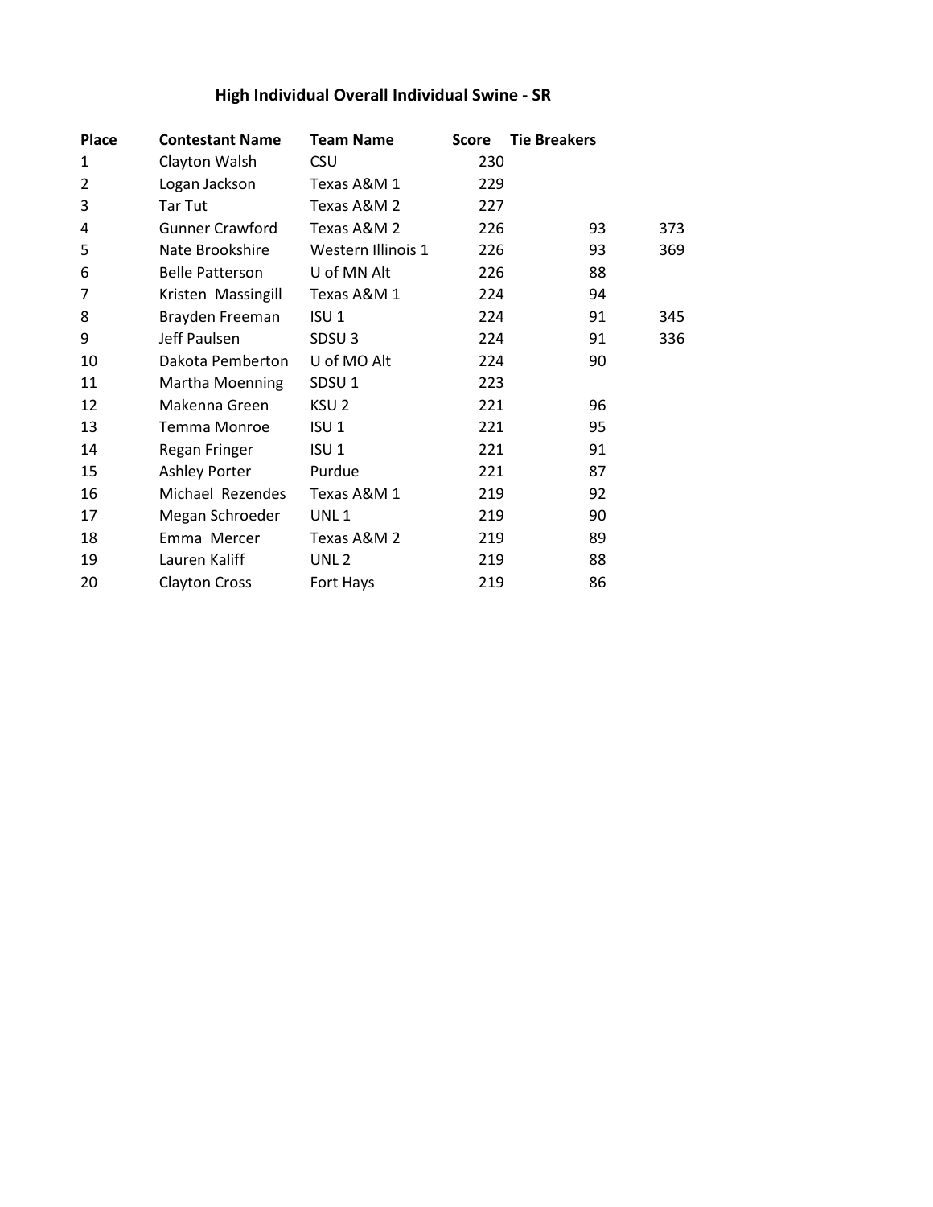## High Individual Overall Individual Swine - SR

| Place | Contestant Name | Team Name | Score | Tie Breakers | |
|---|---|---|---|---|---|
| 1 | Clayton Walsh | CSU | 230 | | |
| 2 | Logan Jackson | Texas A&M 1 | 229 | | |
| 3 | Tar Tut | Texas A&M 2 | 227 | | |
| 4 | Gunner Crawford | Texas A&M 2 | 226 | 93 | 373 |
| 5 | Nate Brookshire | Western Illinois 1 | 226 | 93 | 369 |
| 6 | Belle Patterson | U of MN Alt | 226 | 88 | |
| 7 | Kristen  Massingill | Texas A&M 1 | 224 | 94 | |
| 8 | Brayden Freeman | ISU 1 | 224 | 91 | 345 |
| 9 | Jeff Paulsen | SDSU 3 | 224 | 91 | 336 |
| 10 | Dakota Pemberton | U of MO Alt | 224 | 90 | |
| 11 | Martha Moenning | SDSU 1 | 223 | | |
| 12 | Makenna Green | KSU 2 | 221 | 96 | |
| 13 | Temma Monroe | ISU 1 | 221 | 95 | |
| 14 | Regan Fringer | ISU 1 | 221 | 91 | |
| 15 | Ashley Porter | Purdue | 221 | 87 | |
| 16 | Michael  Rezendes | Texas A&M 1 | 219 | 92 | |
| 17 | Megan Schroeder | UNL 1 | 219 | 90 | |
| 18 | Emma  Mercer | Texas A&M 2 | 219 | 89 | |
| 19 | Lauren Kaliff | UNL 2 | 219 | 88 | |
| 20 | Clayton Cross | Fort Hays | 219 | 86 | |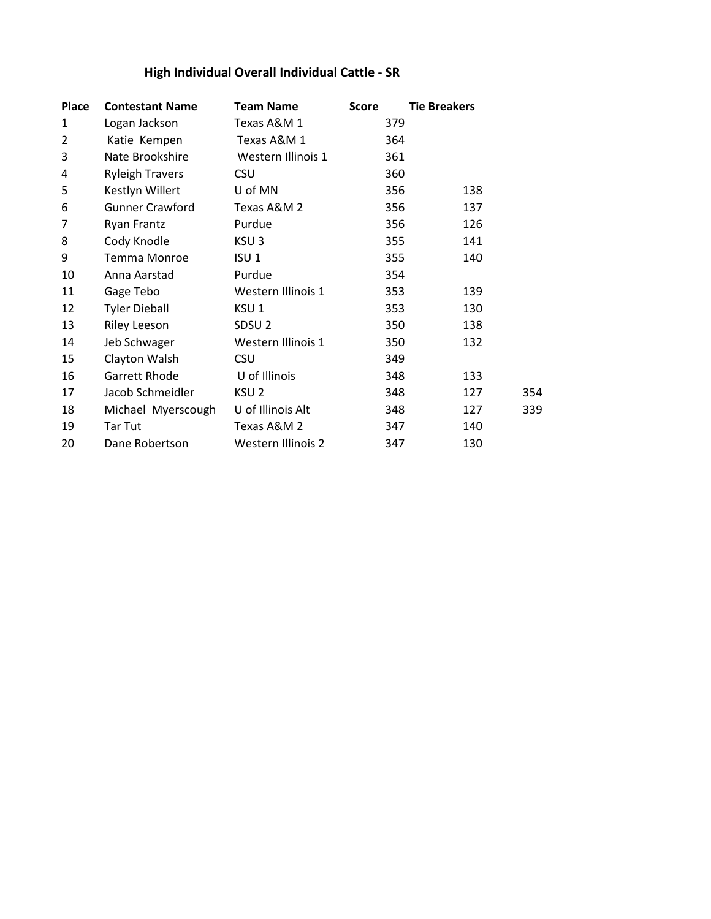## High Individual Overall Individual Cattle - SR

| Place | Contestant Name | Team Name | Score | Tie Breakers | |
|---|---|---|---|---|---|
| 1 | Logan Jackson | Texas A&M 1 | 379 | | |
| 2 | Katie Kempen | Texas A&M 1 | 364 | | |
| 3 | Nate Brookshire | Western Illinois 1 | 361 | | |
| 4 | Ryleigh Travers | CSU | 360 | | |
| 5 | Kestlyn Willert | U of MN | 356 | 138 | |
| 6 | Gunner Crawford | Texas A&M 2 | 356 | 137 | |
| 7 | Ryan Frantz | Purdue | 356 | 126 | |
| 8 | Cody Knodle | KSU 3 | 355 | 141 | |
| 9 | Temma Monroe | ISU 1 | 355 | 140 | |
| 10 | Anna Aarstad | Purdue | 354 | | |
| 11 | Gage Tebo | Western Illinois 1 | 353 | 139 | |
| 12 | Tyler Dieball | KSU 1 | 353 | 130 | |
| 13 | Riley Leeson | SDSU 2 | 350 | 138 | |
| 14 | Jeb Schwager | Western Illinois 1 | 350 | 132 | |
| 15 | Clayton Walsh | CSU | 349 | | |
| 16 | Garrett Rhode | U of Illinois | 348 | 133 | |
| 17 | Jacob Schmeidler | KSU 2 | 348 | 127 | 354 |
| 18 | Michael Myerscough | U of Illinois Alt | 348 | 127 | 339 |
| 19 | Tar Tut | Texas A&M 2 | 347 | 140 | |
| 20 | Dane Robertson | Western Illinois 2 | 347 | 130 | |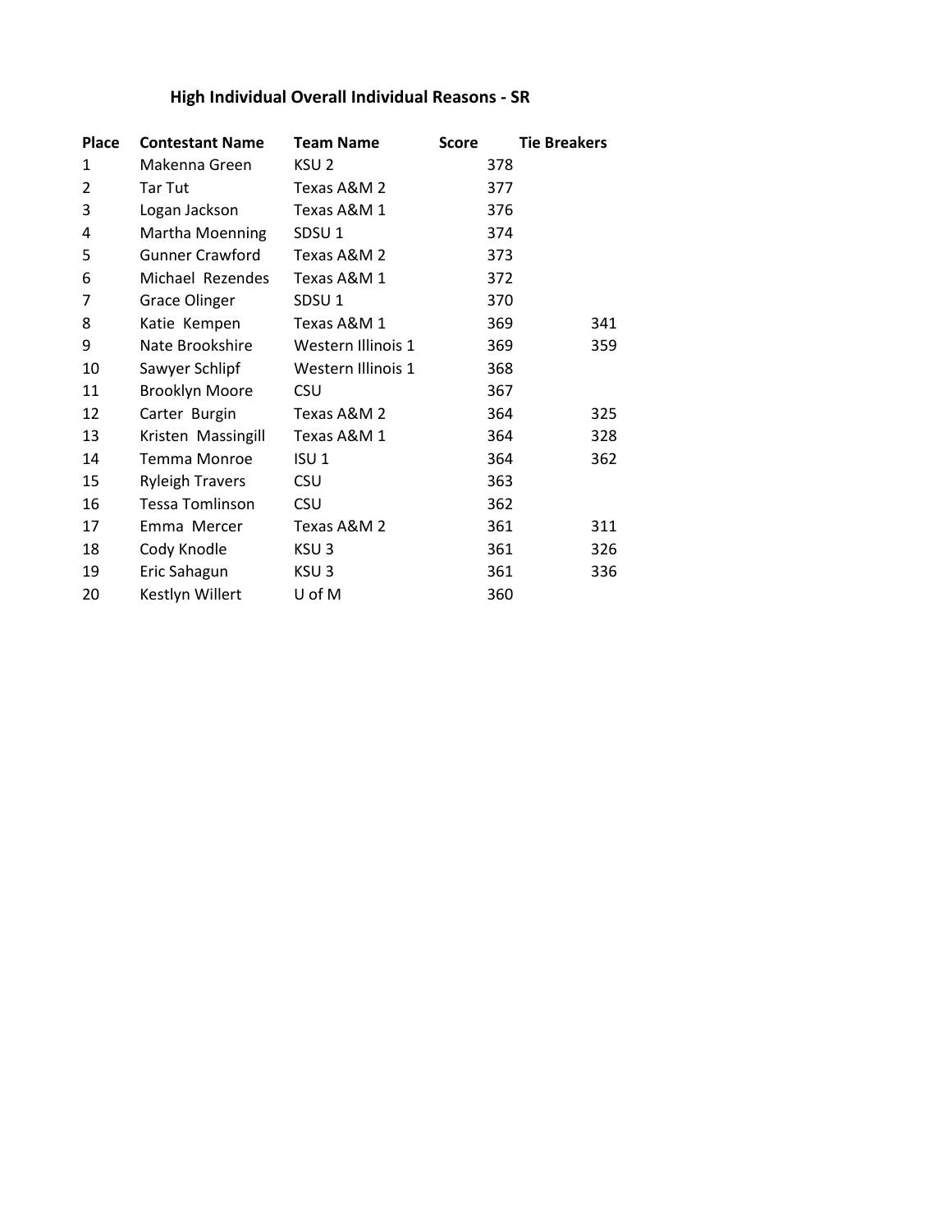## High Individual Overall Individual Reasons - SR

| Place | Contestant Name | Team Name | Score | Tie Breakers |
|---|---|---|---|---|
| 1 | Makenna Green | KSU 2 | 378 | |
| 2 | Tar Tut | Texas A&M 2 | 377 | |
| 3 | Logan Jackson | Texas A&M 1 | 376 | |
| 4 | Martha Moenning | SDSU 1 | 374 | |
| 5 | Gunner Crawford | Texas A&M 2 | 373 | |
| 6 | Michael Rezendes | Texas A&M 1 | 372 | |
| 7 | Grace Olinger | SDSU 1 | 370 | |
| 8 | Katie Kempen | Texas A&M 1 | 369 | 341 |
| 9 | Nate Brookshire | Western Illinois 1 | 369 | 359 |
| 10 | Sawyer Schlipf | Western Illinois 1 | 368 | |
| 11 | Brooklyn Moore | CSU | 367 | |
| 12 | Carter Burgin | Texas A&M 2 | 364 | 325 |
| 13 | Kristen Massingill | Texas A&M 1 | 364 | 328 |
| 14 | Temma Monroe | ISU 1 | 364 | 362 |
| 15 | Ryleigh Travers | CSU | 363 | |
| 16 | Tessa Tomlinson | CSU | 362 | |
| 17 | Emma Mercer | Texas A&M 2 | 361 | 311 |
| 18 | Cody Knodle | KSU 3 | 361 | 326 |
| 19 | Eric Sahagun | KSU 3 | 361 | 336 |
| 20 | Kestlyn Willert | U of M | 360 | |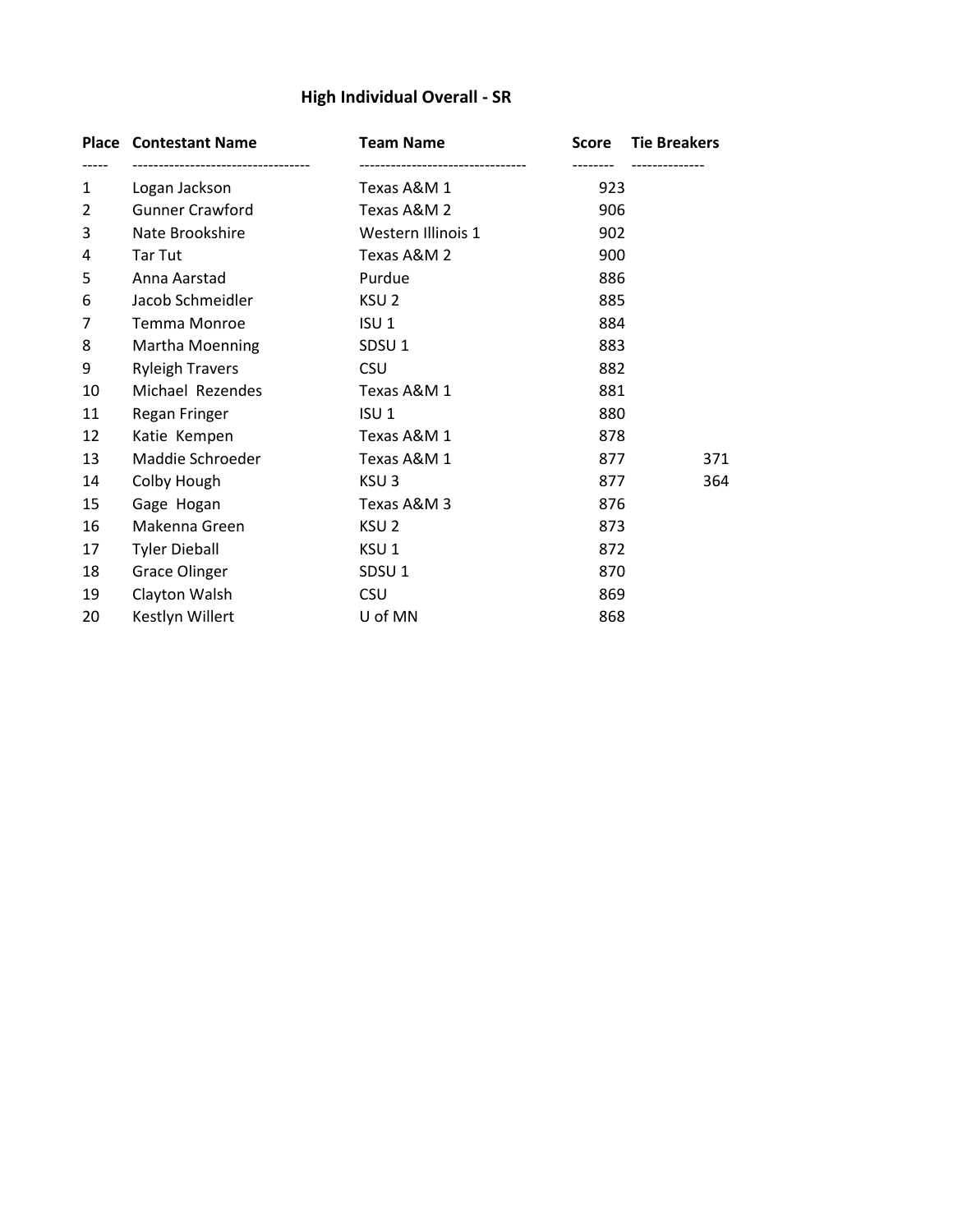# High Individual Overall - SR

| Place | Contestant Name | Team Name | Score | Tie Breakers |
|---|---|---|---|---|
| 1 | Logan Jackson | Texas A&M 1 | 923 | |
| 2 | Gunner Crawford | Texas A&M 2 | 906 | |
| 3 | Nate Brookshire | Western Illinois 1 | 902 | |
| 4 | Tar Tut | Texas A&M 2 | 900 | |
| 5 | Anna Aarstad | Purdue | 886 | |
| 6 | Jacob Schmeidler | KSU 2 | 885 | |
| 7 | Temma Monroe | ISU 1 | 884 | |
| 8 | Martha Moenning | SDSU 1 | 883 | |
| 9 | Ryleigh Travers | CSU | 882 | |
| 10 | Michael Rezendes | Texas A&M 1 | 881 | |
| 11 | Regan Fringer | ISU 1 | 880 | |
| 12 | Katie Kempen | Texas A&M 1 | 878 | |
| 13 | Maddie Schroeder | Texas A&M 1 | 877 | 371 |
| 14 | Colby Hough | KSU 3 | 877 | 364 |
| 15 | Gage Hogan | Texas A&M 3 | 876 | |
| 16 | Makenna Green | KSU 2 | 873 | |
| 17 | Tyler Dieball | KSU 1 | 872 | |
| 18 | Grace Olinger | SDSU 1 | 870 | |
| 19 | Clayton Walsh | CSU | 869 | |
| 20 | Kestlyn Willert | U of MN | 868 | |